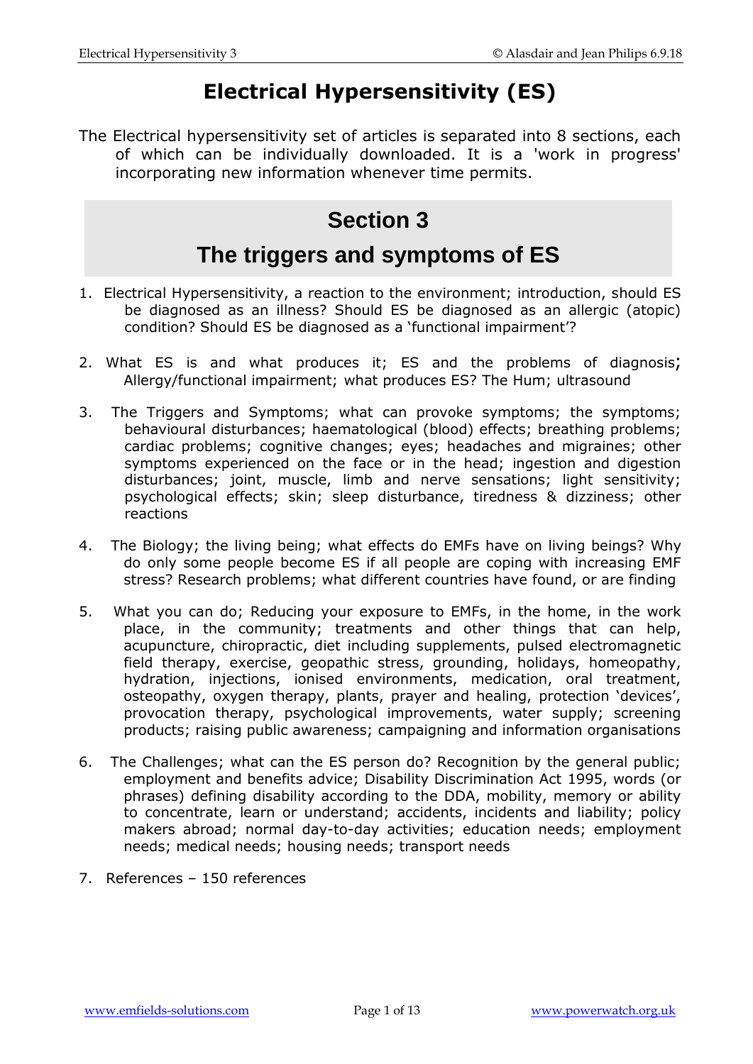# Electrical Hypersensitivity (ES)

The Electrical hypersensitivity set of articles is separated into 8 sections, each of which can be individually downloaded. It is a 'work in progress' incorporating new information whenever time permits.

## Section 3

## The triggers and symptoms of ES

1. Electrical Hypersensitivity, a reaction to the environment; introduction, should ES be diagnosed as an illness? Should ES be diagnosed as an allergic (atopic) condition? Should ES be diagnosed as a 'functional impairment'?

2. What ES is and what produces it; ES and the problems of diagnosis; Allergy/functional impairment; what produces ES? The Hum; ultrasound

3. The Triggers and Symptoms; what can provoke symptoms; the symptoms; behavioural disturbances; haematological (blood) effects; breathing problems; cardiac problems; cognitive changes; eyes; headaches and migraines; other symptoms experienced on the face or in the head; ingestion and digestion disturbances; joint, muscle, limb and nerve sensations; light sensitivity; psychological effects; skin; sleep disturbance, tiredness & dizziness; other reactions

4. The Biology; the living being; what effects do EMFs have on living beings? Why do only some people become ES if all people are coping with increasing EMF stress? Research problems; what different countries have found, or are finding

5. What you can do; Reducing your exposure to EMFs, in the home, in the work place, in the community; treatments and other things that can help, acupuncture, chiropractic, diet including supplements, pulsed electromagnetic field therapy, exercise, geopathic stress, grounding, holidays, homeopathy, hydration, injections, ionised environments, medication, oral treatment, osteopathy, oxygen therapy, plants, prayer and healing, protection 'devices', provocation therapy, psychological improvements, water supply; screening products; raising public awareness; campaigning and information organisations

6. The Challenges; what can the ES person do? Recognition by the general public; employment and benefits advice; Disability Discrimination Act 1995, words (or phrases) defining disability according to the DDA, mobility, memory or ability to concentrate, learn or understand; accidents, incidents and liability; policy makers abroad; normal day-to-day activities; education needs; employment needs; medical needs; housing needs; transport needs

7. References – 150 references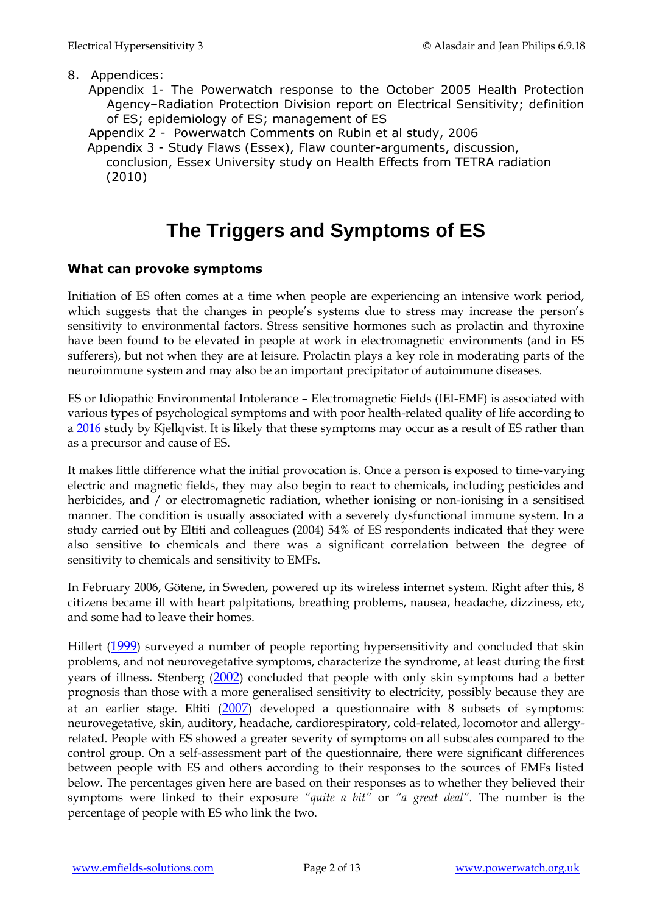8. Appendices:
   - Appendix 1- The Powerwatch response to the October 2005 Health Protection Agency–Radiation Protection Division report on Electrical Sensitivity; definition of ES; epidemiology of ES; management of ES
   - Appendix 2 - Powerwatch Comments on Rubin et al study, 2006
   - Appendix 3 - Study Flaws (Essex), Flaw counter-arguments, discussion, conclusion, Essex University study on Health Effects from TETRA radiation (2010)

# The Triggers and Symptoms of ES

### What can provoke symptoms

Initiation of ES often comes at a time when people are experiencing an intensive work period, which suggests that the changes in people's systems due to stress may increase the person's sensitivity to environmental factors. Stress sensitive hormones such as prolactin and thyroxine have been found to be elevated in people at work in electromagnetic environments (and in ES sufferers), but not when they are at leisure. Prolactin plays a key role in moderating parts of the neuroimmune system and may also be an important precipitator of autoimmune diseases.

ES or Idiopathic Environmental Intolerance – Electromagnetic Fields (IEI-EMF) is associated with various types of psychological symptoms and with poor health-related quality of life according to a 2016 study by Kjellqvist. It is likely that these symptoms may occur as a result of ES rather than as a precursor and cause of ES.

It makes little difference what the initial provocation is. Once a person is exposed to time-varying electric and magnetic fields, they may also begin to react to chemicals, including pesticides and herbicides, and / or electromagnetic radiation, whether ionising or non-ionising in a sensitised manner. The condition is usually associated with a severely dysfunctional immune system. In a study carried out by Eltiti and colleagues (2004) 54% of ES respondents indicated that they were also sensitive to chemicals and there was a significant correlation between the degree of sensitivity to chemicals and sensitivity to EMFs.

In February 2006, Götene, in Sweden, powered up its wireless internet system. Right after this, 8 citizens became ill with heart palpitations, breathing problems, nausea, headache, dizziness, etc, and some had to leave their homes.

Hillert (1999) surveyed a number of people reporting hypersensitivity and concluded that skin problems, and not neurovegetative symptoms, characterize the syndrome, at least during the first years of illness. Stenberg (2002) concluded that people with only skin symptoms had a better prognosis than those with a more generalised sensitivity to electricity, possibly because they are at an earlier stage. Eltiti (2007) developed a questionnaire with 8 subsets of symptoms: neurovegetative, skin, auditory, headache, cardiorespiratory, cold-related, locomotor and allergy-related. People with ES showed a greater severity of symptoms on all subscales compared to the control group. On a self-assessment part of the questionnaire, there were significant differences between people with ES and others according to their responses to the sources of EMFs listed below. The percentages given here are based on their responses as to whether they believed their symptoms were linked to their exposure *"quite a bit"* or *"a great deal"*. The number is the percentage of people with ES who link the two.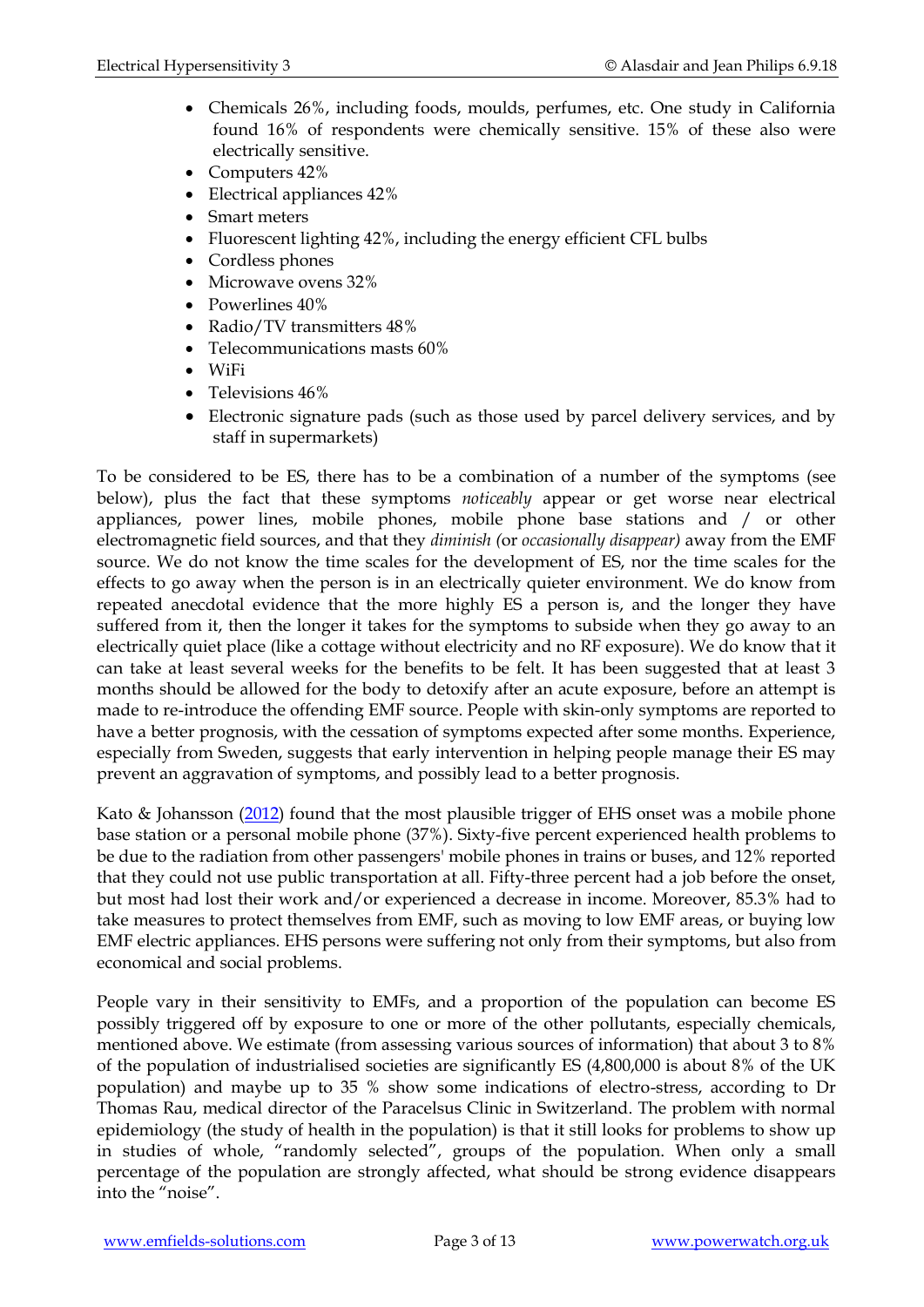- Chemicals 26%, including foods, moulds, perfumes, etc. One study in California found 16% of respondents were chemically sensitive. 15% of these also were electrically sensitive.
- Computers 42%
- Electrical appliances 42%
- Smart meters
- Fluorescent lighting 42%, including the energy efficient CFL bulbs
- Cordless phones
- Microwave ovens 32%
- Powerlines 40%
- Radio/TV transmitters 48%
- Telecommunications masts 60%
- WiFi
- Televisions 46%
- Electronic signature pads (such as those used by parcel delivery services, and by staff in supermarkets)

To be considered to be ES, there has to be a combination of a number of the symptoms (see below), plus the fact that these symptoms *noticeably* appear or get worse near electrical appliances, power lines, mobile phones, mobile phone base stations and / or other electromagnetic field sources, and that they *diminish (*or *occasionally disappear)* away from the EMF source. We do not know the time scales for the development of ES, nor the time scales for the effects to go away when the person is in an electrically quieter environment. We do know from repeated anecdotal evidence that the more highly ES a person is, and the longer they have suffered from it, then the longer it takes for the symptoms to subside when they go away to an electrically quiet place (like a cottage without electricity and no RF exposure). We do know that it can take at least several weeks for the benefits to be felt. It has been suggested that at least 3 months should be allowed for the body to detoxify after an acute exposure, before an attempt is made to re-introduce the offending EMF source. People with skin-only symptoms are reported to have a better prognosis, with the cessation of symptoms expected after some months. Experience, especially from Sweden, suggests that early intervention in helping people manage their ES may prevent an aggravation of symptoms, and possibly lead to a better prognosis.

Kato & Johansson (2012) found that the most plausible trigger of EHS onset was a mobile phone base station or a personal mobile phone (37%). Sixty-five percent experienced health problems to be due to the radiation from other passengers' mobile phones in trains or buses, and 12% reported that they could not use public transportation at all. Fifty-three percent had a job before the onset, but most had lost their work and/or experienced a decrease in income. Moreover, 85.3% had to take measures to protect themselves from EMF, such as moving to low EMF areas, or buying low EMF electric appliances. EHS persons were suffering not only from their symptoms, but also from economical and social problems.

People vary in their sensitivity to EMFs, and a proportion of the population can become ES possibly triggered off by exposure to one or more of the other pollutants, especially chemicals, mentioned above. We estimate (from assessing various sources of information) that about 3 to 8% of the population of industrialised societies are significantly ES (4,800,000 is about 8% of the UK population) and maybe up to 35 % show some indications of electro-stress, according to Dr Thomas Rau, medical director of the Paracelsus Clinic in Switzerland. The problem with normal epidemiology (the study of health in the population) is that it still looks for problems to show up in studies of whole, "randomly selected", groups of the population. When only a small percentage of the population are strongly affected, what should be strong evidence disappears into the "noise".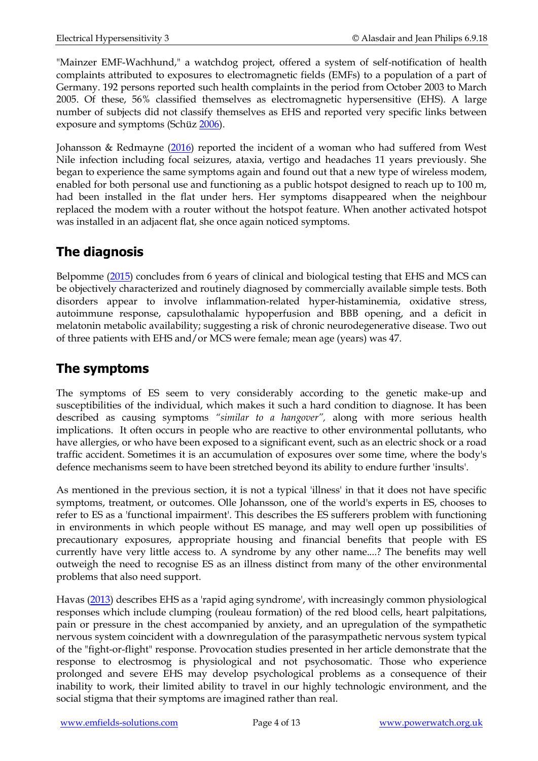"Mainzer EMF-Wachhund," a watchdog project, offered a system of self-notification of health complaints attributed to exposures to electromagnetic fields (EMFs) to a population of a part of Germany. 192 persons reported such health complaints in the period from October 2003 to March 2005. Of these, 56% classified themselves as electromagnetic hypersensitive (EHS). A large number of subjects did not classify themselves as EHS and reported very specific links between exposure and symptoms (Schüz 2006).

Johansson & Redmayne (2016) reported the incident of a woman who had suffered from West Nile infection including focal seizures, ataxia, vertigo and headaches 11 years previously. She began to experience the same symptoms again and found out that a new type of wireless modem, enabled for both personal use and functioning as a public hotspot designed to reach up to 100 m, had been installed in the flat under hers. Her symptoms disappeared when the neighbour replaced the modem with a router without the hotspot feature. When another activated hotspot was installed in an adjacent flat, she once again noticed symptoms.

## The diagnosis

Belpomme (2015) concludes from 6 years of clinical and biological testing that EHS and MCS can be objectively characterized and routinely diagnosed by commercially available simple tests. Both disorders appear to involve inflammation-related hyper-histaminemia, oxidative stress, autoimmune response, capsulothalamic hypoperfusion and BBB opening, and a deficit in melatonin metabolic availability; suggesting a risk of chronic neurodegenerative disease. Two out of three patients with EHS and/or MCS were female; mean age (years) was 47.

## The symptoms

The symptoms of ES seem to very considerably according to the genetic make-up and susceptibilities of the individual, which makes it such a hard condition to diagnose. It has been described as causing symptoms *"similar to a hangover",* along with more serious health implications. It often occurs in people who are reactive to other environmental pollutants, who have allergies, or who have been exposed to a significant event, such as an electric shock or a road traffic accident. Sometimes it is an accumulation of exposures over some time, where the body's defence mechanisms seem to have been stretched beyond its ability to endure further 'insults'.

As mentioned in the previous section, it is not a typical 'illness' in that it does not have specific symptoms, treatment, or outcomes. Olle Johansson, one of the world's experts in ES, chooses to refer to ES as a 'functional impairment'. This describes the ES sufferers problem with functioning in environments in which people without ES manage, and may well open up possibilities of precautionary exposures, appropriate housing and financial benefits that people with ES currently have very little access to. A syndrome by any other name....? The benefits may well outweigh the need to recognise ES as an illness distinct from many of the other environmental problems that also need support.

Havas (2013) describes EHS as a 'rapid aging syndrome', with increasingly common physiological responses which include clumping (rouleau formation) of the red blood cells, heart palpitations, pain or pressure in the chest accompanied by anxiety, and an upregulation of the sympathetic nervous system coincident with a downregulation of the parasympathetic nervous system typical of the "fight-or-flight" response. Provocation studies presented in her article demonstrate that the response to electrosmog is physiological and not psychosomatic. Those who experience prolonged and severe EHS may develop psychological problems as a consequence of their inability to work, their limited ability to travel in our highly technologic environment, and the social stigma that their symptoms are imagined rather than real.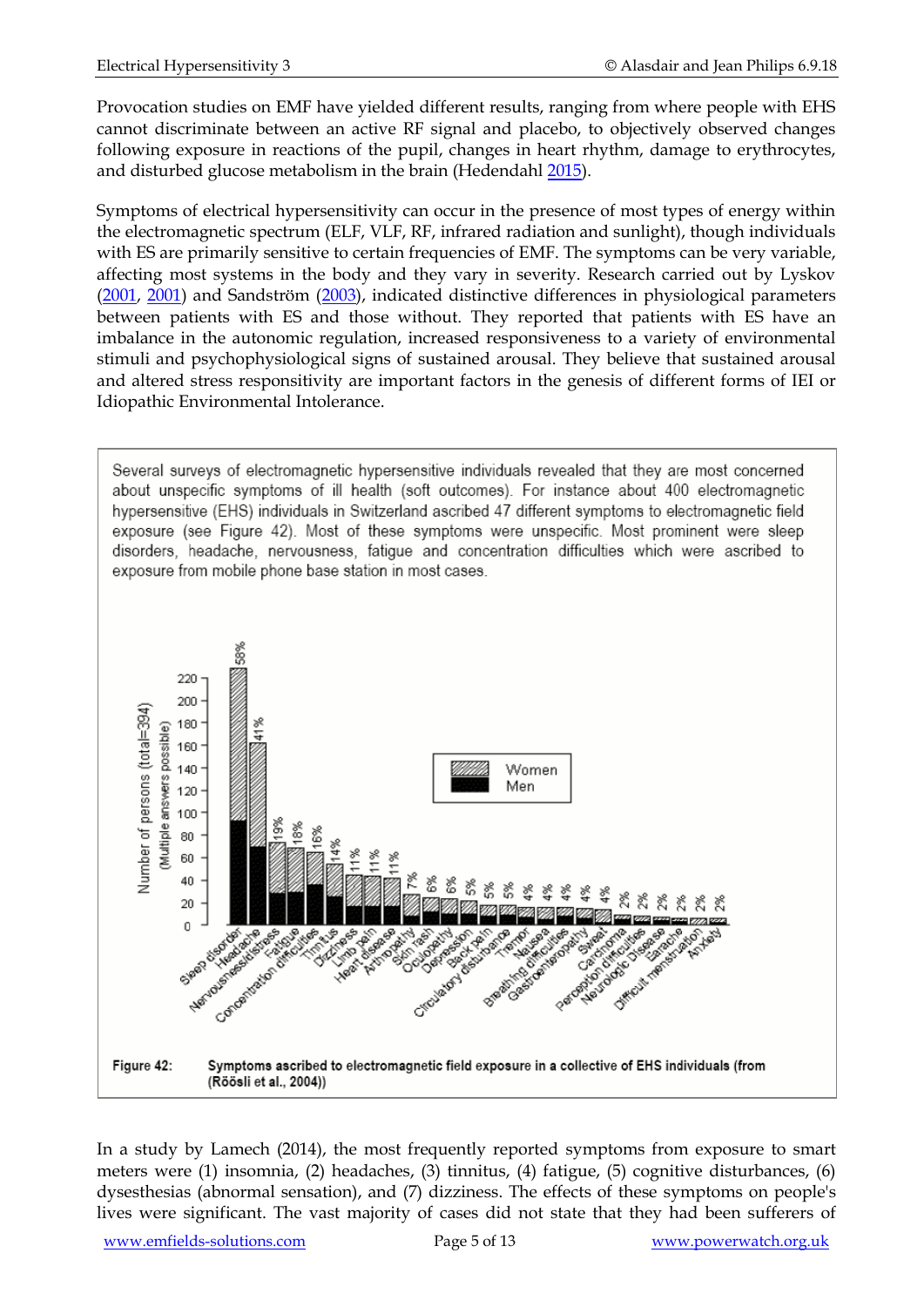Provocation studies on EMF have yielded different results, ranging from where people with EHS cannot discriminate between an active RF signal and placebo, to objectively observed changes following exposure in reactions of the pupil, changes in heart rhythm, damage to erythrocytes, and disturbed glucose metabolism in the brain (Hedendahl 2015).

Symptoms of electrical hypersensitivity can occur in the presence of most types of energy within the electromagnetic spectrum (ELF, VLF, RF, infrared radiation and sunlight), though individuals with ES are primarily sensitive to certain frequencies of EMF. The symptoms can be very variable, affecting most systems in the body and they vary in severity. Research carried out by Lyskov (2001, 2001) and Sandström (2003), indicated distinctive differences in physiological parameters between patients with ES and those without. They reported that patients with ES have an imbalance in the autonomic regulation, increased responsiveness to a variety of environmental stimuli and psychophysiological signs of sustained arousal. They believe that sustained arousal and altered stress responsitivity are important factors in the genesis of different forms of IEI or Idiopathic Environmental Intolerance.

Several surveys of electromagnetic hypersensitive individuals revealed that they are most concerned about unspecific symptoms of ill health (soft outcomes). For instance about 400 electromagnetic hypersensitive (EHS) individuals in Switzerland ascribed 47 different symptoms to electromagnetic field exposure (see Figure 42). Most of these symptoms were unspecific. Most prominent were sleep disorders, headache, nervousness, fatigue and concentration difficulties which were ascribed to exposure from mobile phone base station in most cases.

**Figure 42:** **Symptoms ascribed to electromagnetic field exposure in a collective of EHS individuals (from (Röösli et al., 2004))**

In a study by Lamech (2014), the most frequently reported symptoms from exposure to smart meters were (1) insomnia, (2) headaches, (3) tinnitus, (4) fatigue, (5) cognitive disturbances, (6) dysesthesias (abnormal sensation), and (7) dizziness. The effects of these symptoms on people's lives were significant. The vast majority of cases did not state that they had been sufferers of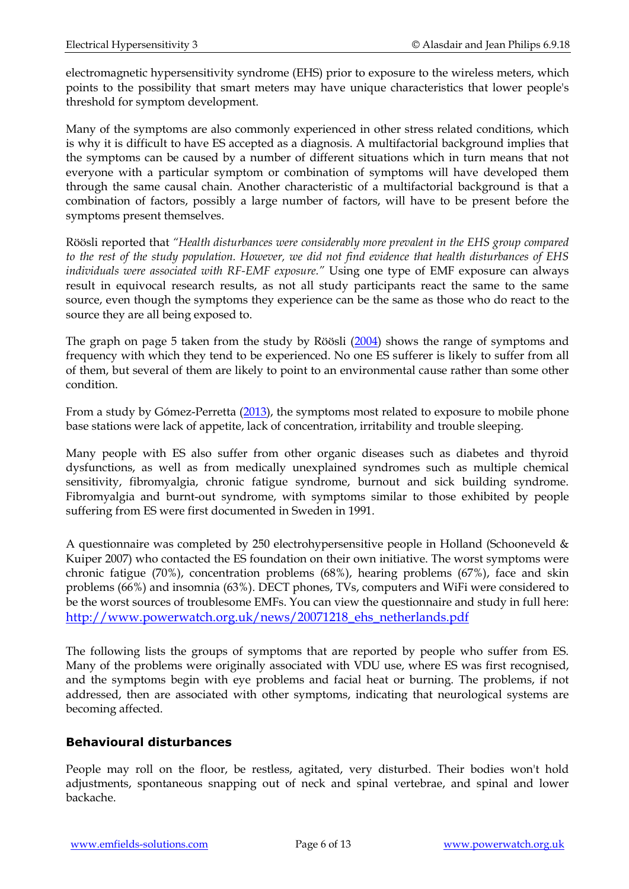electromagnetic hypersensitivity syndrome (EHS) prior to exposure to the wireless meters, which points to the possibility that smart meters may have unique characteristics that lower people's threshold for symptom development.

Many of the symptoms are also commonly experienced in other stress related conditions, which is why it is difficult to have ES accepted as a diagnosis. A multifactorial background implies that the symptoms can be caused by a number of different situations which in turn means that not everyone with a particular symptom or combination of symptoms will have developed them through the same causal chain. Another characteristic of a multifactorial background is that a combination of factors, possibly a large number of factors, will have to be present before the symptoms present themselves.

Röösli reported that *"Health disturbances were considerably more prevalent in the EHS group compared to the rest of the study population. However, we did not find evidence that health disturbances of EHS individuals were associated with RF-EMF exposure."* Using one type of EMF exposure can always result in equivocal research results, as not all study participants react the same to the same source, even though the symptoms they experience can be the same as those who do react to the source they are all being exposed to.

The graph on page 5 taken from the study by Röösli ([2004](2004)) shows the range of symptoms and frequency with which they tend to be experienced. No one ES sufferer is likely to suffer from all of them, but several of them are likely to point to an environmental cause rather than some other condition.

From a study by Gómez-Perretta ([2013](2013)), the symptoms most related to exposure to mobile phone base stations were lack of appetite, lack of concentration, irritability and trouble sleeping.

Many people with ES also suffer from other organic diseases such as diabetes and thyroid dysfunctions, as well as from medically unexplained syndromes such as multiple chemical sensitivity, fibromyalgia, chronic fatigue syndrome, burnout and sick building syndrome. Fibromyalgia and burnt-out syndrome, with symptoms similar to those exhibited by people suffering from ES were first documented in Sweden in 1991.

A questionnaire was completed by 250 electrohypersensitive people in Holland (Schooneveld & Kuiper 2007) who contacted the ES foundation on their own initiative. The worst symptoms were chronic fatigue (70%), concentration problems (68%), hearing problems (67%), face and skin problems (66%) and insomnia (63%). DECT phones, TVs, computers and WiFi were considered to be the worst sources of troublesome EMFs. You can view the questionnaire and study in full here: [http://www.powerwatch.org.uk/news/20071218_ehs_netherlands.pdf](http://www.powerwatch.org.uk/news/20071218_ehs_netherlands.pdf)

The following lists the groups of symptoms that are reported by people who suffer from ES. Many of the problems were originally associated with VDU use, where ES was first recognised, and the symptoms begin with eye problems and facial heat or burning. The problems, if not addressed, then are associated with other symptoms, indicating that neurological systems are becoming affected.

## Behavioural disturbances

People may roll on the floor, be restless, agitated, very disturbed. Their bodies won't hold adjustments, spontaneous snapping out of neck and spinal vertebrae, and spinal and lower backache.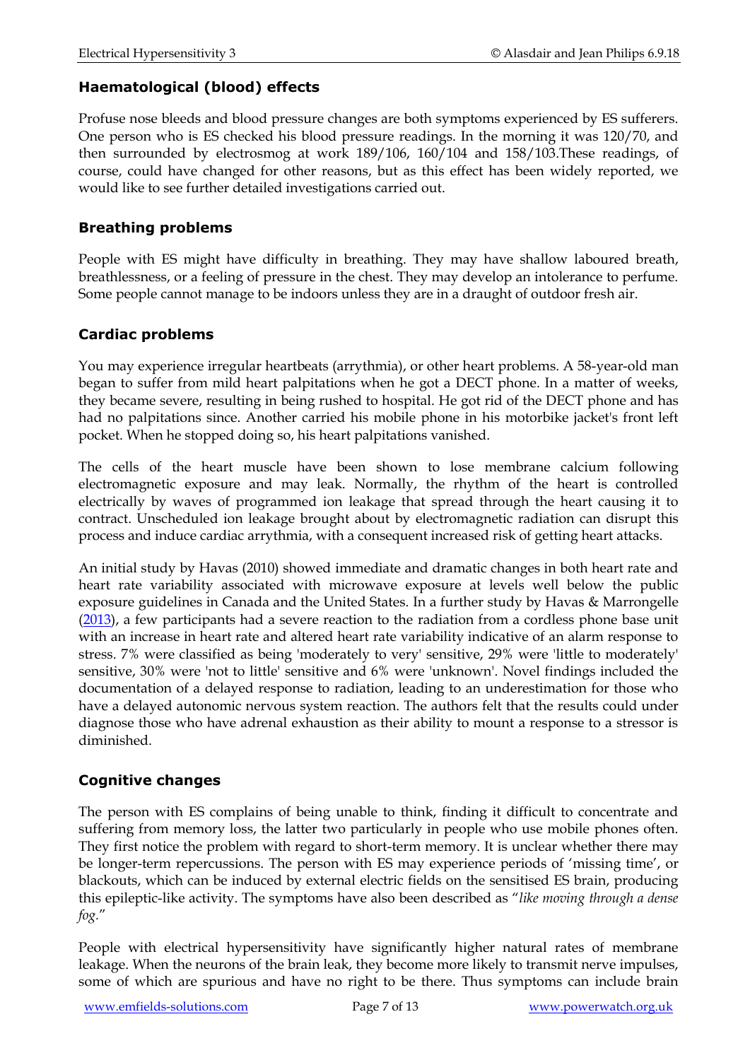### Haematological (blood) effects

Profuse nose bleeds and blood pressure changes are both symptoms experienced by ES sufferers. One person who is ES checked his blood pressure readings. In the morning it was 120/70, and then surrounded by electrosmog at work 189/106, 160/104 and 158/103.These readings, of course, could have changed for other reasons, but as this effect has been widely reported, we would like to see further detailed investigations carried out.

### Breathing problems

People with ES might have difficulty in breathing. They may have shallow laboured breath, breathlessness, or a feeling of pressure in the chest. They may develop an intolerance to perfume. Some people cannot manage to be indoors unless they are in a draught of outdoor fresh air.

### Cardiac problems

You may experience irregular heartbeats (arrythmia), or other heart problems. A 58-year-old man began to suffer from mild heart palpitations when he got a DECT phone. In a matter of weeks, they became severe, resulting in being rushed to hospital. He got rid of the DECT phone and has had no palpitations since. Another carried his mobile phone in his motorbike jacket's front left pocket. When he stopped doing so, his heart palpitations vanished.

The cells of the heart muscle have been shown to lose membrane calcium following electromagnetic exposure and may leak. Normally, the rhythm of the heart is controlled electrically by waves of programmed ion leakage that spread through the heart causing it to contract. Unscheduled ion leakage brought about by electromagnetic radiation can disrupt this process and induce cardiac arrythmia, with a consequent increased risk of getting heart attacks.

An initial study by Havas (2010) showed immediate and dramatic changes in both heart rate and heart rate variability associated with microwave exposure at levels well below the public exposure guidelines in Canada and the United States. In a further study by Havas & Marrongelle (2013), a few participants had a severe reaction to the radiation from a cordless phone base unit with an increase in heart rate and altered heart rate variability indicative of an alarm response to stress. 7% were classified as being 'moderately to very' sensitive, 29% were 'little to moderately' sensitive, 30% were 'not to little' sensitive and 6% were 'unknown'. Novel findings included the documentation of a delayed response to radiation, leading to an underestimation for those who have a delayed autonomic nervous system reaction. The authors felt that the results could under diagnose those who have adrenal exhaustion as their ability to mount a response to a stressor is diminished.

### Cognitive changes

The person with ES complains of being unable to think, finding it difficult to concentrate and suffering from memory loss, the latter two particularly in people who use mobile phones often. They first notice the problem with regard to short-term memory. It is unclear whether there may be longer-term repercussions. The person with ES may experience periods of 'missing time', or blackouts, which can be induced by external electric fields on the sensitised ES brain, producing this epileptic-like activity. The symptoms have also been described as "*like moving through a dense fog*."

People with electrical hypersensitivity have significantly higher natural rates of membrane leakage. When the neurons of the brain leak, they become more likely to transmit nerve impulses, some of which are spurious and have no right to be there. Thus symptoms can include brain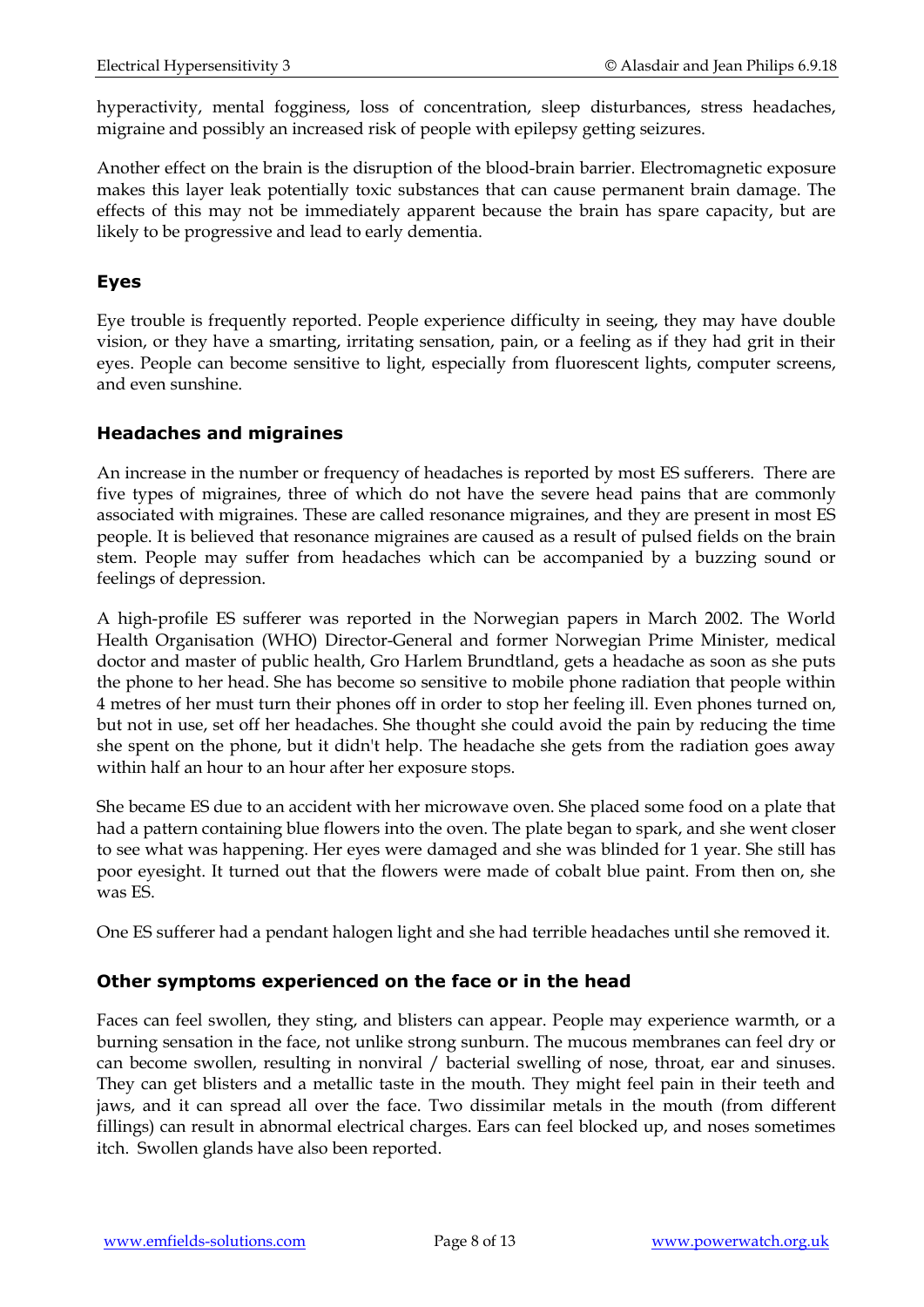hyperactivity, mental fogginess, loss of concentration, sleep disturbances, stress headaches, migraine and possibly an increased risk of people with epilepsy getting seizures.

Another effect on the brain is the disruption of the blood-brain barrier. Electromagnetic exposure makes this layer leak potentially toxic substances that can cause permanent brain damage. The effects of this may not be immediately apparent because the brain has spare capacity, but are likely to be progressive and lead to early dementia.

## Eyes

Eye trouble is frequently reported. People experience difficulty in seeing, they may have double vision, or they have a smarting, irritating sensation, pain, or a feeling as if they had grit in their eyes. People can become sensitive to light, especially from fluorescent lights, computer screens, and even sunshine.

## Headaches and migraines

An increase in the number or frequency of headaches is reported by most ES sufferers. There are five types of migraines, three of which do not have the severe head pains that are commonly associated with migraines. These are called resonance migraines, and they are present in most ES people. It is believed that resonance migraines are caused as a result of pulsed fields on the brain stem. People may suffer from headaches which can be accompanied by a buzzing sound or feelings of depression.

A high-profile ES sufferer was reported in the Norwegian papers in March 2002. The World Health Organisation (WHO) Director-General and former Norwegian Prime Minister, medical doctor and master of public health, Gro Harlem Brundtland, gets a headache as soon as she puts the phone to her head. She has become so sensitive to mobile phone radiation that people within 4 metres of her must turn their phones off in order to stop her feeling ill. Even phones turned on, but not in use, set off her headaches. She thought she could avoid the pain by reducing the time she spent on the phone, but it didn't help. The headache she gets from the radiation goes away within half an hour to an hour after her exposure stops.

She became ES due to an accident with her microwave oven. She placed some food on a plate that had a pattern containing blue flowers into the oven. The plate began to spark, and she went closer to see what was happening. Her eyes were damaged and she was blinded for 1 year. She still has poor eyesight. It turned out that the flowers were made of cobalt blue paint. From then on, she was ES.

One ES sufferer had a pendant halogen light and she had terrible headaches until she removed it.

## Other symptoms experienced on the face or in the head

Faces can feel swollen, they sting, and blisters can appear. People may experience warmth, or a burning sensation in the face, not unlike strong sunburn. The mucous membranes can feel dry or can become swollen, resulting in nonviral / bacterial swelling of nose, throat, ear and sinuses. They can get blisters and a metallic taste in the mouth. They might feel pain in their teeth and jaws, and it can spread all over the face. Two dissimilar metals in the mouth (from different fillings) can result in abnormal electrical charges. Ears can feel blocked up, and noses sometimes itch. Swollen glands have also been reported.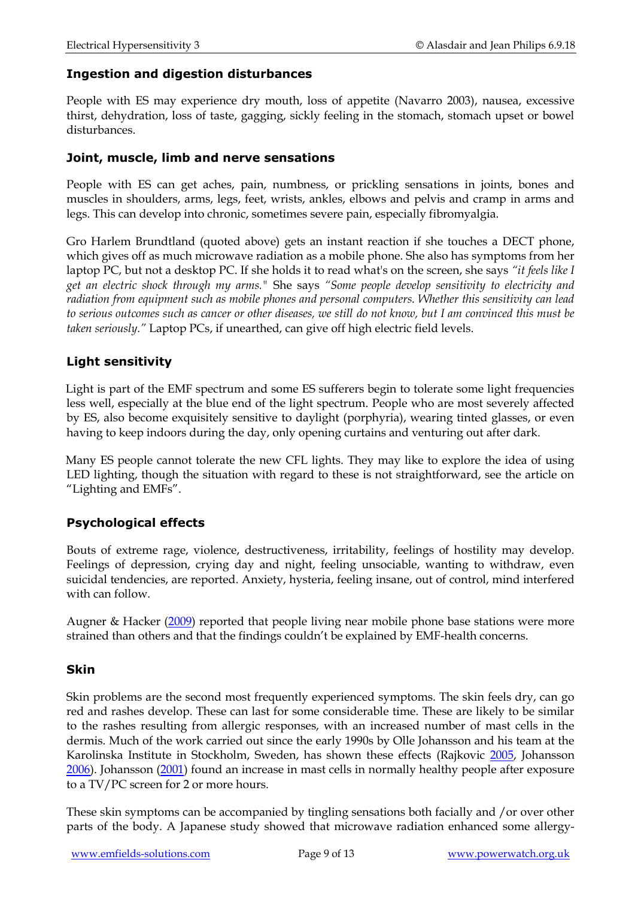### Ingestion and digestion disturbances

People with ES may experience dry mouth, loss of appetite (Navarro 2003), nausea, excessive thirst, dehydration, loss of taste, gagging, sickly feeling in the stomach, stomach upset or bowel disturbances.

### Joint, muscle, limb and nerve sensations

People with ES can get aches, pain, numbness, or prickling sensations in joints, bones and muscles in shoulders, arms, legs, feet, wrists, ankles, elbows and pelvis and cramp in arms and legs. This can develop into chronic, sometimes severe pain, especially fibromyalgia.

Gro Harlem Brundtland (quoted above) gets an instant reaction if she touches a DECT phone, which gives off as much microwave radiation as a mobile phone. She also has symptoms from her laptop PC, but not a desktop PC. If she holds it to read what's on the screen, she says *"it feels like I get an electric shock through my arms."* She says *"Some people develop sensitivity to electricity and radiation from equipment such as mobile phones and personal computers. Whether this sensitivity can lead to serious outcomes such as cancer or other diseases, we still do not know, but I am convinced this must be taken seriously."* Laptop PCs, if unearthed, can give off high electric field levels.

### Light sensitivity

Light is part of the EMF spectrum and some ES sufferers begin to tolerate some light frequencies less well, especially at the blue end of the light spectrum. People who are most severely affected by ES, also become exquisitely sensitive to daylight (porphyria), wearing tinted glasses, or even having to keep indoors during the day, only opening curtains and venturing out after dark.

Many ES people cannot tolerate the new CFL lights. They may like to explore the idea of using LED lighting, though the situation with regard to these is not straightforward, see the article on "Lighting and EMFs".

### Psychological effects

Bouts of extreme rage, violence, destructiveness, irritability, feelings of hostility may develop. Feelings of depression, crying day and night, feeling unsociable, wanting to withdraw, even suicidal tendencies, are reported. Anxiety, hysteria, feeling insane, out of control, mind interfered with can follow.

Augner & Hacker (2009) reported that people living near mobile phone base stations were more strained than others and that the findings couldn't be explained by EMF-health concerns.

### Skin

Skin problems are the second most frequently experienced symptoms. The skin feels dry, can go red and rashes develop. These can last for some considerable time. These are likely to be similar to the rashes resulting from allergic responses, with an increased number of mast cells in the dermis. Much of the work carried out since the early 1990s by Olle Johansson and his team at the Karolinska Institute in Stockholm, Sweden, has shown these effects (Rajkovic 2005, Johansson 2006). Johansson (2001) found an increase in mast cells in normally healthy people after exposure to a TV/PC screen for 2 or more hours.

These skin symptoms can be accompanied by tingling sensations both facially and /or over other parts of the body. A Japanese study showed that microwave radiation enhanced some allergy-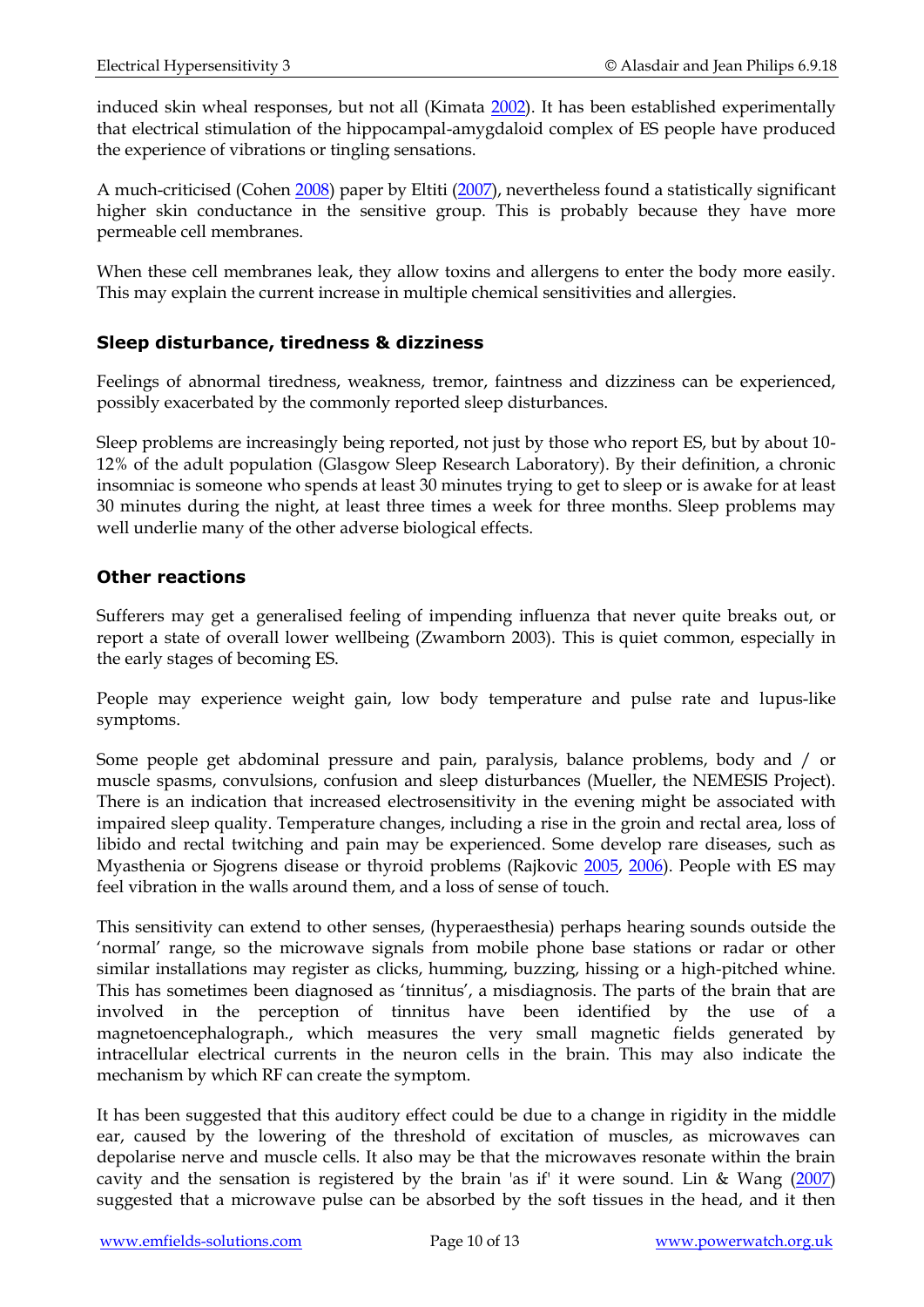induced skin wheal responses, but not all (Kimata 2002). It has been established experimentally that electrical stimulation of the hippocampal-amygdaloid complex of ES people have produced the experience of vibrations or tingling sensations.

A much-criticised (Cohen 2008) paper by Eltiti (2007), nevertheless found a statistically significant higher skin conductance in the sensitive group. This is probably because they have more permeable cell membranes.

When these cell membranes leak, they allow toxins and allergens to enter the body more easily. This may explain the current increase in multiple chemical sensitivities and allergies.

### Sleep disturbance, tiredness & dizziness

Feelings of abnormal tiredness, weakness, tremor, faintness and dizziness can be experienced, possibly exacerbated by the commonly reported sleep disturbances.

Sleep problems are increasingly being reported, not just by those who report ES, but by about 10-12% of the adult population (Glasgow Sleep Research Laboratory). By their definition, a chronic insomniac is someone who spends at least 30 minutes trying to get to sleep or is awake for at least 30 minutes during the night, at least three times a week for three months. Sleep problems may well underlie many of the other adverse biological effects.

### Other reactions

Sufferers may get a generalised feeling of impending influenza that never quite breaks out, or report a state of overall lower wellbeing (Zwamborn 2003). This is quiet common, especially in the early stages of becoming ES.

People may experience weight gain, low body temperature and pulse rate and lupus-like symptoms.

Some people get abdominal pressure and pain, paralysis, balance problems, body and / or muscle spasms, convulsions, confusion and sleep disturbances (Mueller, the NEMESIS Project). There is an indication that increased electrosensitivity in the evening might be associated with impaired sleep quality. Temperature changes, including a rise in the groin and rectal area, loss of libido and rectal twitching and pain may be experienced. Some develop rare diseases, such as Myasthenia or Sjogrens disease or thyroid problems (Rajkovic 2005, 2006). People with ES may feel vibration in the walls around them, and a loss of sense of touch.

This sensitivity can extend to other senses, (hyperaesthesia) perhaps hearing sounds outside the 'normal' range, so the microwave signals from mobile phone base stations or radar or other similar installations may register as clicks, humming, buzzing, hissing or a high-pitched whine. This has sometimes been diagnosed as 'tinnitus', a misdiagnosis. The parts of the brain that are involved in the perception of tinnitus have been identified by the use of a magnetoencephalograph., which measures the very small magnetic fields generated by intracellular electrical currents in the neuron cells in the brain. This may also indicate the mechanism by which RF can create the symptom.

It has been suggested that this auditory effect could be due to a change in rigidity in the middle ear, caused by the lowering of the threshold of excitation of muscles, as microwaves can depolarise nerve and muscle cells. It also may be that the microwaves resonate within the brain cavity and the sensation is registered by the brain 'as if' it were sound. Lin & Wang (2007) suggested that a microwave pulse can be absorbed by the soft tissues in the head, and it then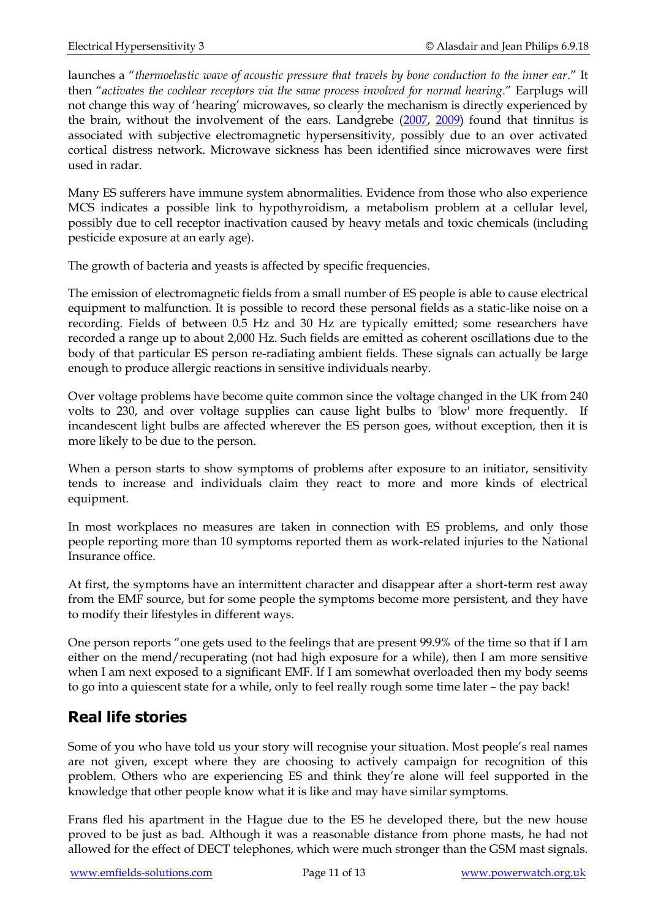launches a "*thermoelastic wave of acoustic pressure that travels by bone conduction to the inner ear*." It then "*activates the cochlear receptors via the same process involved for normal hearing*." Earplugs will not change this way of 'hearing' microwaves, so clearly the mechanism is directly experienced by the brain, without the involvement of the ears. Landgrebe (2007, 2009) found that tinnitus is associated with subjective electromagnetic hypersensitivity, possibly due to an over activated cortical distress network. Microwave sickness has been identified since microwaves were first used in radar.

Many ES sufferers have immune system abnormalities. Evidence from those who also experience MCS indicates a possible link to hypothyroidism, a metabolism problem at a cellular level, possibly due to cell receptor inactivation caused by heavy metals and toxic chemicals (including pesticide exposure at an early age).

The growth of bacteria and yeasts is affected by specific frequencies.

The emission of electromagnetic fields from a small number of ES people is able to cause electrical equipment to malfunction. It is possible to record these personal fields as a static-like noise on a recording. Fields of between 0.5 Hz and 30 Hz are typically emitted; some researchers have recorded a range up to about 2,000 Hz. Such fields are emitted as coherent oscillations due to the body of that particular ES person re-radiating ambient fields. These signals can actually be large enough to produce allergic reactions in sensitive individuals nearby.

Over voltage problems have become quite common since the voltage changed in the UK from 240 volts to 230, and over voltage supplies can cause light bulbs to 'blow' more frequently. If incandescent light bulbs are affected wherever the ES person goes, without exception, then it is more likely to be due to the person.

When a person starts to show symptoms of problems after exposure to an initiator, sensitivity tends to increase and individuals claim they react to more and more kinds of electrical equipment.

In most workplaces no measures are taken in connection with ES problems, and only those people reporting more than 10 symptoms reported them as work-related injuries to the National Insurance office.

At first, the symptoms have an intermittent character and disappear after a short-term rest away from the EMF source, but for some people the symptoms become more persistent, and they have to modify their lifestyles in different ways.

One person reports "one gets used to the feelings that are present 99.9% of the time so that if I am either on the mend/recuperating (not had high exposure for a while), then I am more sensitive when I am next exposed to a significant EMF. If I am somewhat overloaded then my body seems to go into a quiescent state for a while, only to feel really rough some time later – the pay back!

## Real life stories

Some of you who have told us your story will recognise your situation. Most people's real names are not given, except where they are choosing to actively campaign for recognition of this problem. Others who are experiencing ES and think they're alone will feel supported in the knowledge that other people know what it is like and may have similar symptoms.

Frans fled his apartment in the Hague due to the ES he developed there, but the new house proved to be just as bad. Although it was a reasonable distance from phone masts, he had not allowed for the effect of DECT telephones, which were much stronger than the GSM mast signals.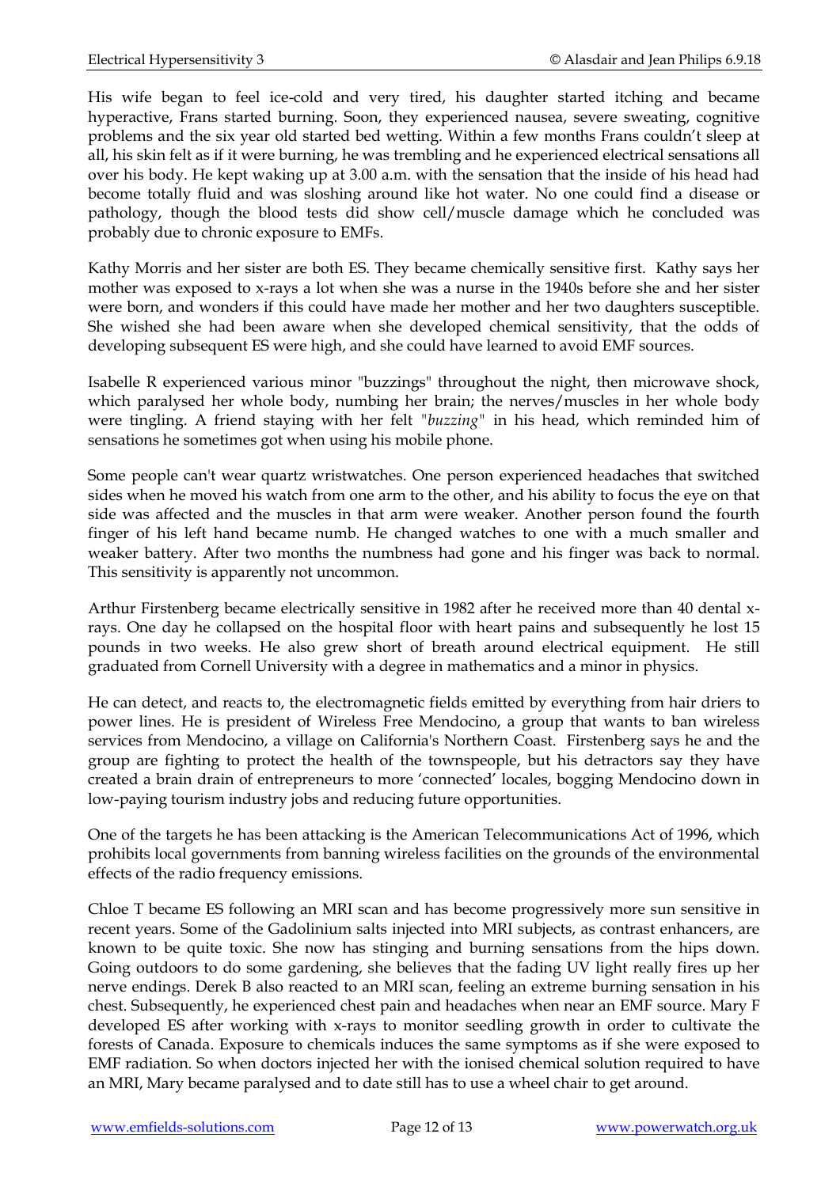His wife began to feel ice-cold and very tired, his daughter started itching and became hyperactive, Frans started burning. Soon, they experienced nausea, severe sweating, cognitive problems and the six year old started bed wetting. Within a few months Frans couldn't sleep at all, his skin felt as if it were burning, he was trembling and he experienced electrical sensations all over his body. He kept waking up at 3.00 a.m. with the sensation that the inside of his head had become totally fluid and was sloshing around like hot water. No one could find a disease or pathology, though the blood tests did show cell/muscle damage which he concluded was probably due to chronic exposure to EMFs.

Kathy Morris and her sister are both ES. They became chemically sensitive first. Kathy says her mother was exposed to x-rays a lot when she was a nurse in the 1940s before she and her sister were born, and wonders if this could have made her mother and her two daughters susceptible. She wished she had been aware when she developed chemical sensitivity, that the odds of developing subsequent ES were high, and she could have learned to avoid EMF sources.

Isabelle R experienced various minor "buzzings" throughout the night, then microwave shock, which paralysed her whole body, numbing her brain; the nerves/muscles in her whole body were tingling. A friend staying with her felt "*buzzing*" in his head, which reminded him of sensations he sometimes got when using his mobile phone.

Some people can't wear quartz wristwatches. One person experienced headaches that switched sides when he moved his watch from one arm to the other, and his ability to focus the eye on that side was affected and the muscles in that arm were weaker. Another person found the fourth finger of his left hand became numb. He changed watches to one with a much smaller and weaker battery. After two months the numbness had gone and his finger was back to normal. This sensitivity is apparently not uncommon.

Arthur Firstenberg became electrically sensitive in 1982 after he received more than 40 dental x-rays. One day he collapsed on the hospital floor with heart pains and subsequently he lost 15 pounds in two weeks. He also grew short of breath around electrical equipment. He still graduated from Cornell University with a degree in mathematics and a minor in physics.

He can detect, and reacts to, the electromagnetic fields emitted by everything from hair driers to power lines. He is president of Wireless Free Mendocino, a group that wants to ban wireless services from Mendocino, a village on California's Northern Coast. Firstenberg says he and the group are fighting to protect the health of the townspeople, but his detractors say they have created a brain drain of entrepreneurs to more 'connected' locales, bogging Mendocino down in low-paying tourism industry jobs and reducing future opportunities.

One of the targets he has been attacking is the American Telecommunications Act of 1996, which prohibits local governments from banning wireless facilities on the grounds of the environmental effects of the radio frequency emissions.

Chloe T became ES following an MRI scan and has become progressively more sun sensitive in recent years. Some of the Gadolinium salts injected into MRI subjects, as contrast enhancers, are known to be quite toxic. She now has stinging and burning sensations from the hips down. Going outdoors to do some gardening, she believes that the fading UV light really fires up her nerve endings. Derek B also reacted to an MRI scan, feeling an extreme burning sensation in his chest. Subsequently, he experienced chest pain and headaches when near an EMF source. Mary F developed ES after working with x-rays to monitor seedling growth in order to cultivate the forests of Canada. Exposure to chemicals induces the same symptoms as if she were exposed to EMF radiation. So when doctors injected her with the ionised chemical solution required to have an MRI, Mary became paralysed and to date still has to use a wheel chair to get around.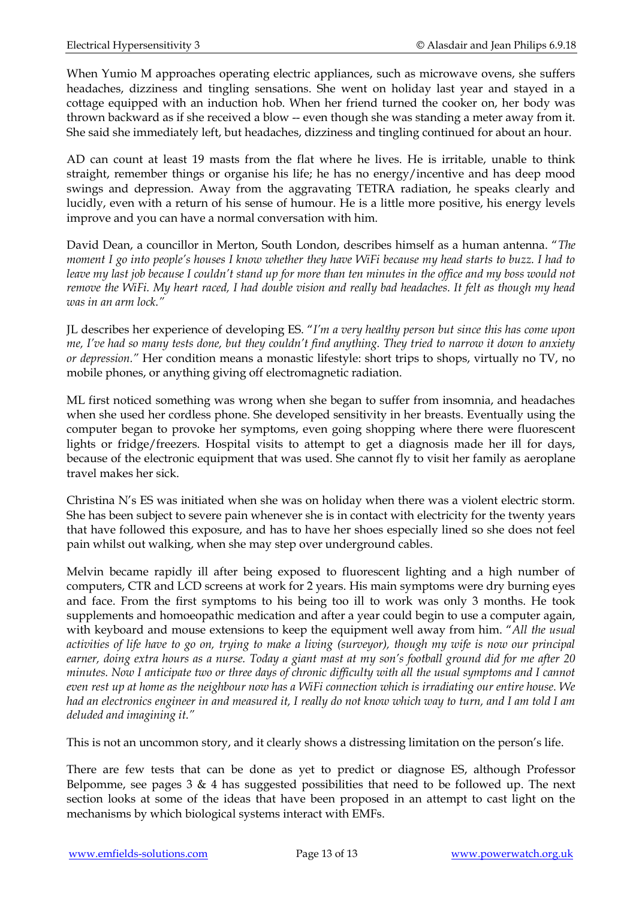When Yumio M approaches operating electric appliances, such as microwave ovens, she suffers headaches, dizziness and tingling sensations. She went on holiday last year and stayed in a cottage equipped with an induction hob. When her friend turned the cooker on, her body was thrown backward as if she received a blow -- even though she was standing a meter away from it. She said she immediately left, but headaches, dizziness and tingling continued for about an hour.

AD can count at least 19 masts from the flat where he lives. He is irritable, unable to think straight, remember things or organise his life; he has no energy/incentive and has deep mood swings and depression. Away from the aggravating TETRA radiation, he speaks clearly and lucidly, even with a return of his sense of humour. He is a little more positive, his energy levels improve and you can have a normal conversation with him.

David Dean, a councillor in Merton, South London, describes himself as a human antenna. "*The moment I go into people's houses I know whether they have WiFi because my head starts to buzz. I had to leave my last job because I couldn't stand up for more than ten minutes in the office and my boss would not remove the WiFi. My heart raced, I had double vision and really bad headaches. It felt as though my head was in an arm lock.*"

JL describes her experience of developing ES. "*I'm a very healthy person but since this has come upon me, I've had so many tests done, but they couldn't find anything. They tried to narrow it down to anxiety or depression.*" Her condition means a monastic lifestyle: short trips to shops, virtually no TV, no mobile phones, or anything giving off electromagnetic radiation.

ML first noticed something was wrong when she began to suffer from insomnia, and headaches when she used her cordless phone. She developed sensitivity in her breasts. Eventually using the computer began to provoke her symptoms, even going shopping where there were fluorescent lights or fridge/freezers. Hospital visits to attempt to get a diagnosis made her ill for days, because of the electronic equipment that was used. She cannot fly to visit her family as aeroplane travel makes her sick.

Christina N's ES was initiated when she was on holiday when there was a violent electric storm. She has been subject to severe pain whenever she is in contact with electricity for the twenty years that have followed this exposure, and has to have her shoes especially lined so she does not feel pain whilst out walking, when she may step over underground cables.

Melvin became rapidly ill after being exposed to fluorescent lighting and a high number of computers, CTR and LCD screens at work for 2 years. His main symptoms were dry burning eyes and face. From the first symptoms to his being too ill to work was only 3 months. He took supplements and homoeopathic medication and after a year could begin to use a computer again, with keyboard and mouse extensions to keep the equipment well away from him. "*All the usual activities of life have to go on, trying to make a living (surveyor), though my wife is now our principal earner, doing extra hours as a nurse. Today a giant mast at my son's football ground did for me after 20 minutes. Now I anticipate two or three days of chronic difficulty with all the usual symptoms and I cannot even rest up at home as the neighbour now has a WiFi connection which is irradiating our entire house. We had an electronics engineer in and measured it, I really do not know which way to turn, and I am told I am deluded and imagining it.*"

This is not an uncommon story, and it clearly shows a distressing limitation on the person's life.

There are few tests that can be done as yet to predict or diagnose ES, although Professor Belpomme, see pages 3 & 4 has suggested possibilities that need to be followed up. The next section looks at some of the ideas that have been proposed in an attempt to cast light on the mechanisms by which biological systems interact with EMFs.